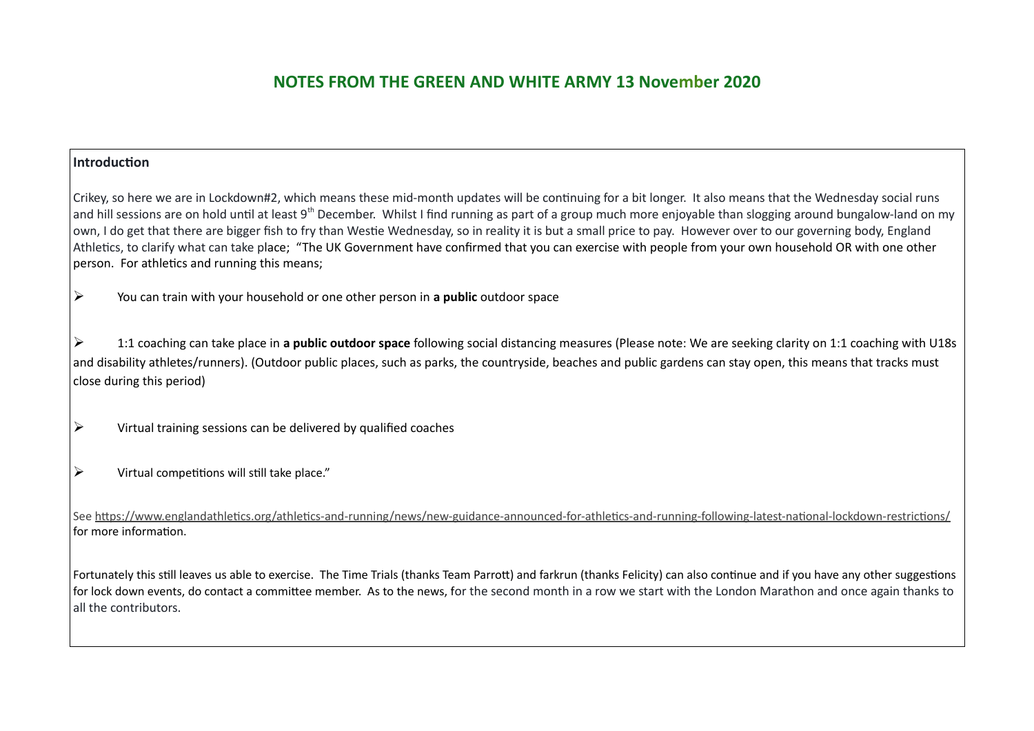# NOTES FROM THE GREEN AND WHITE ARMY 13 November 2020

## Introduction

Crikey, so here we are in Lockdown#2, which means these mid-month updates will be continuing for a bit longer. It also means that the Wednesday social runs and hill sessions are on hold until at least 9th December. Whilst I find running as part of a group much more enjoyable than slogging around bungalow-land on my own, I do get that there are bigger fish to fry than Westie Wednesday, so in reality it is but a small price to pay. However over to our governing body, England Athletics, to clarify what can take place; "The UK Government have confirmed that you can exercise with people from your own household OR with one other person. For athletics and running this means;

- You can train with your household or one other person in **a public** outdoor space
- 1:1 coaching can take place in **a public outdoor space** following social distancing measures (Please note: We are seeking clarity on 1:1 coaching with U18s and disability athletes/runners). (Outdoor public places, such as parks, the countryside, beaches and public gardens can stay open, this means that tracks must close during this period)
- Virtual training sessions can be delivered by qualified coaches
- Virtual competitions will still take place."

See https://www.englandathletics.org/athletics-and-running/news/new-guidance-announced-for-athletics-and-running-following-latest-national-lockdown-restrictions/ for more information.

Fortunately this still leaves us able to exercise. The Time Trials (thanks Team Parrott) and farkrun (thanks Felicity) can also continue and if you have any other suggestions for lock down events, do contact a committee member. As to the news, for the second month in a row we start with the London Marathon and once again thanks to all the contributors.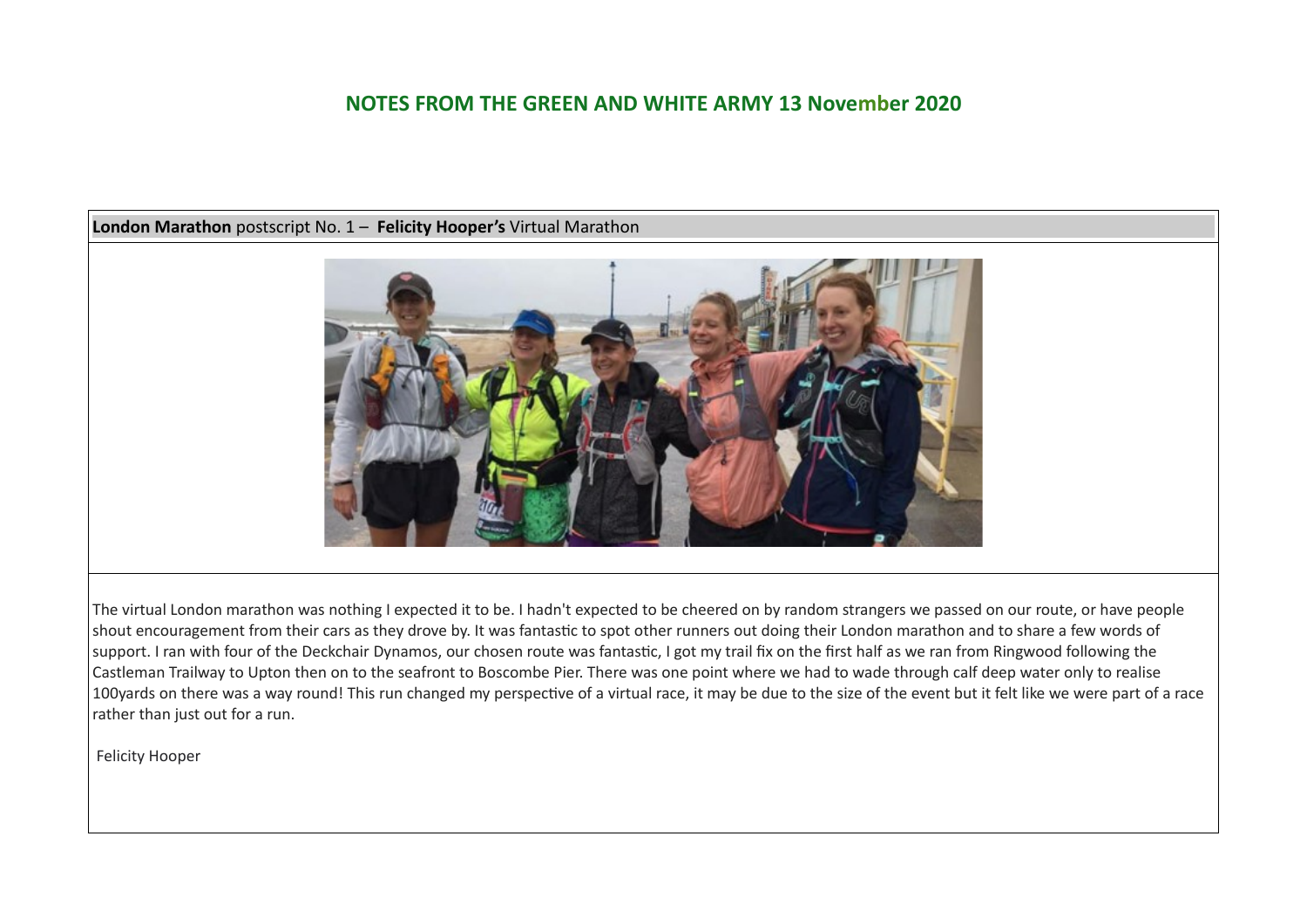## NOTES FROM THE GREEN AND WHITE ARMY 13 November 2020

**London Marathon** postscript No. 1 – **Felicity Hooper's** Virtual Marathon

The virtual London marathon was nothing I expected it to be. I hadn't expected to be cheered on by random strangers we passed on our route, or have people shout encouragement from their cars as they drove by. It was fantastic to spot other runners out doing their London marathon and to share a few words of support. I ran with four of the Deckchair Dynamos, our chosen route was fantastic, I got my trail fix on the first half as we ran from Ringwood following the Castleman Trailway to Upton then on to the seafront to Boscombe Pier. There was one point where we had to wade through calf deep water only to realise 100yards on there was a way round! This run changed my perspective of a virtual race, it may be due to the size of the event but it felt like we were part of a race rather than just out for a run.

Felicity Hooper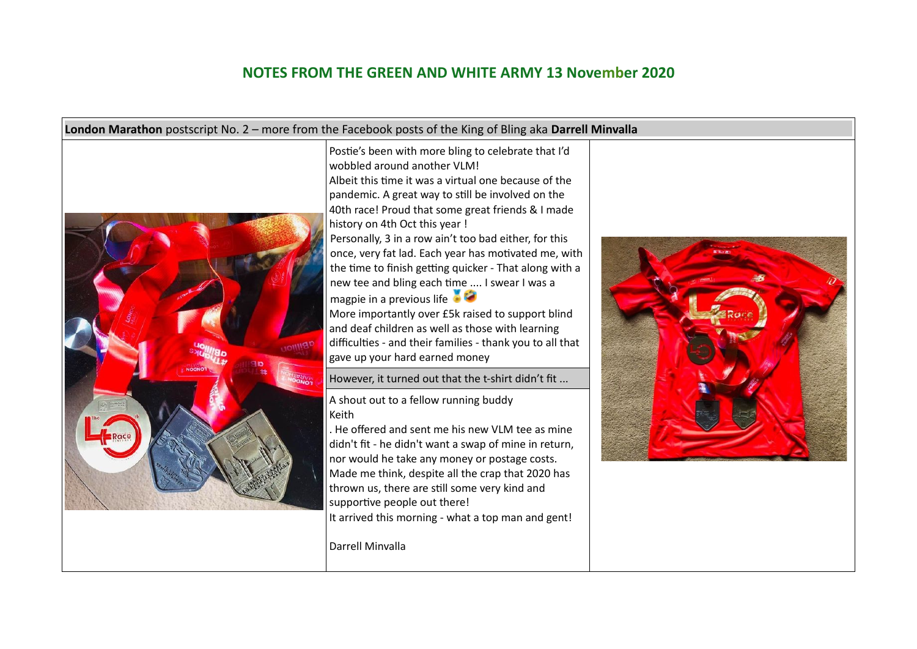## NOTES FROM THE GREEN AND WHITE ARMY 13 November 2020

**London Marathon** postscript No. 2 – more from the Facebook posts of the King of Bling aka **Darrell Minvalla**

Postie's been with more bling to celebrate that I'd wobbled around another VLM!
Albeit this time it was a virtual one because of the pandemic. A great way to still be involved on the 40th race! Proud that some great friends & I made history on 4th Oct this year !
Personally, 3 in a row ain't too bad either, for this once, very fat lad. Each year has motivated me, with the time to finish getting quicker - That along with a new tee and bling each time .... I swear I was a magpie in a previous life 🏅🤣
More importantly over £5k raised to support blind and deaf children as well as those with learning difficulties - and their families - thank you to all that gave up your hard earned money

However, it turned out that the t-shirt didn't fit ...

A shout out to a fellow running buddy
Keith
. He offered and sent me his new VLM tee as mine didn't fit - he didn't want a swap of mine in return, nor would he take any money or postage costs. Made me think, despite all the crap that 2020 has thrown us, there are still some very kind and supportive people out there!
It arrived this morning - what a top man and gent!

Darrell Minvalla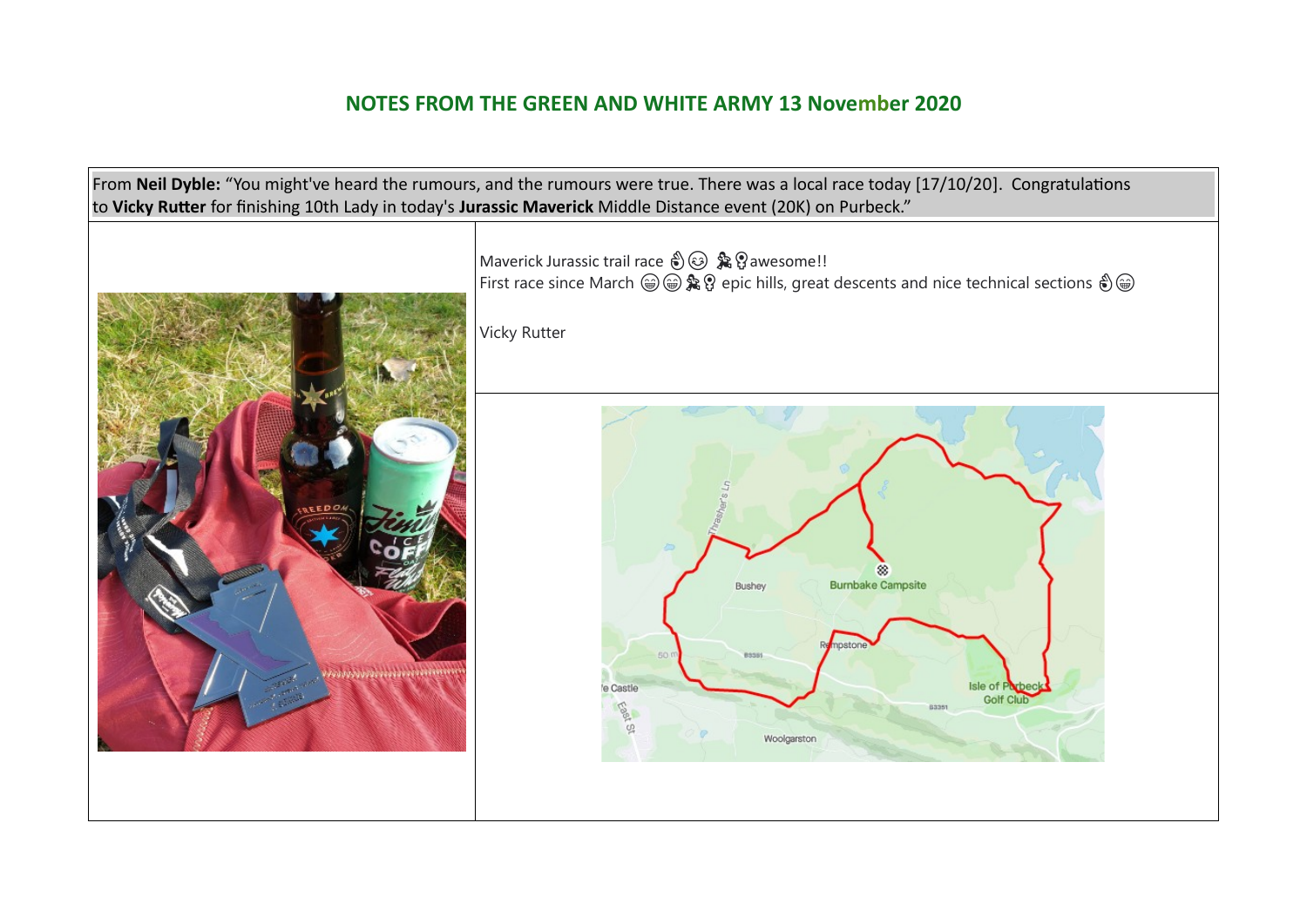## NOTES FROM THE GREEN AND WHITE ARMY 13 November 2020

From **Neil Dyble:** "You might've heard the rumours, and the rumours were true. There was a local race today [17/10/20]. Congratulations to **Vicky Rutter** for finishing 10th Lady in today's **Jurassic Maverick** Middle Distance event (20K) on Purbeck."

Maverick Jurassic trail race 👌😉 🏃‍♀️awesome!!
First race since March 😁😁🏃‍♀️ epic hills, great descents and nice technical sections 👌😁

Vicky Rutter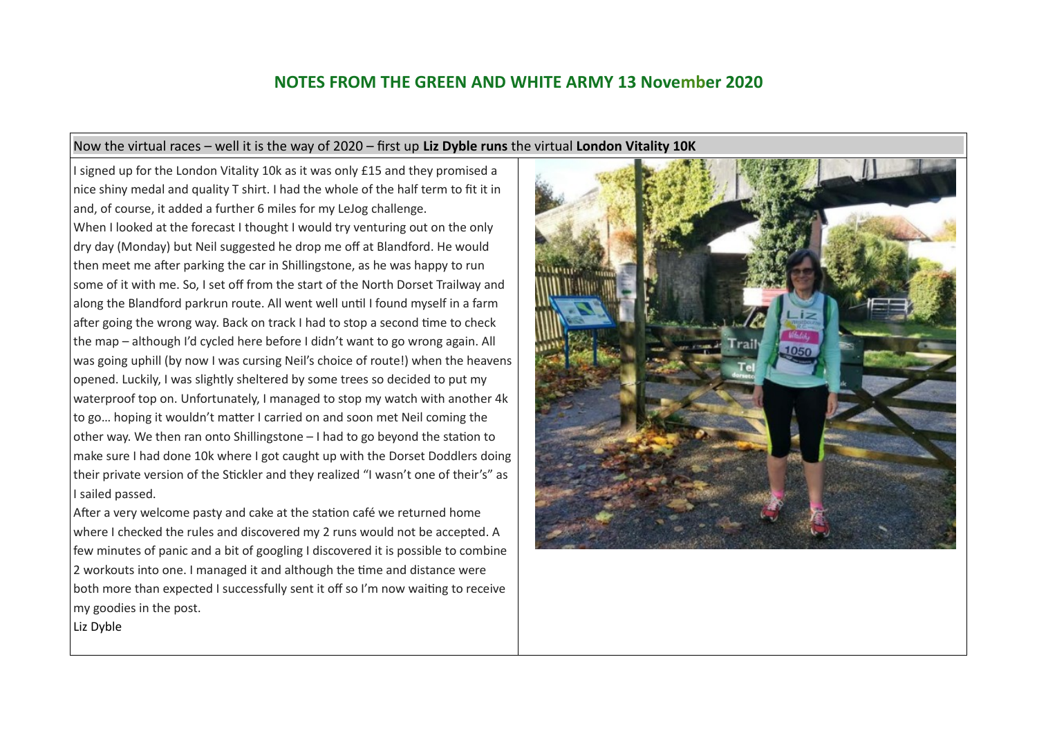## NOTES FROM THE GREEN AND WHITE ARMY 13 November 2020

Now the virtual races – well it is the way of 2020 – first up **Liz Dyble runs** the virtual **London Vitality 10K**

I signed up for the London Vitality 10k as it was only £15 and they promised a nice shiny medal and quality T shirt. I had the whole of the half term to fit it in and, of course, it added a further 6 miles for my LeJog challenge.

When I looked at the forecast I thought I would try venturing out on the only dry day (Monday) but Neil suggested he drop me off at Blandford. He would then meet me after parking the car in Shillingstone, as he was happy to run some of it with me. So, I set off from the start of the North Dorset Trailway and along the Blandford parkrun route. All went well until I found myself in a farm after going the wrong way. Back on track I had to stop a second time to check the map – although I'd cycled here before I didn't want to go wrong again. All was going uphill (by now I was cursing Neil's choice of route!) when the heavens opened. Luckily, I was slightly sheltered by some trees so decided to put my waterproof top on. Unfortunately, I managed to stop my watch with another 4k to go… hoping it wouldn't matter I carried on and soon met Neil coming the other way. We then ran onto Shillingstone – I had to go beyond the station to make sure I had done 10k where I got caught up with the Dorset Doddlers doing their private version of the Stickler and they realized "I wasn't one of their's" as I sailed passed.

After a very welcome pasty and cake at the station café we returned home where I checked the rules and discovered my 2 runs would not be accepted. A few minutes of panic and a bit of googling I discovered it is possible to combine 2 workouts into one. I managed it and although the time and distance were both more than expected I successfully sent it off so I'm now waiting to receive my goodies in the post.

Liz Dyble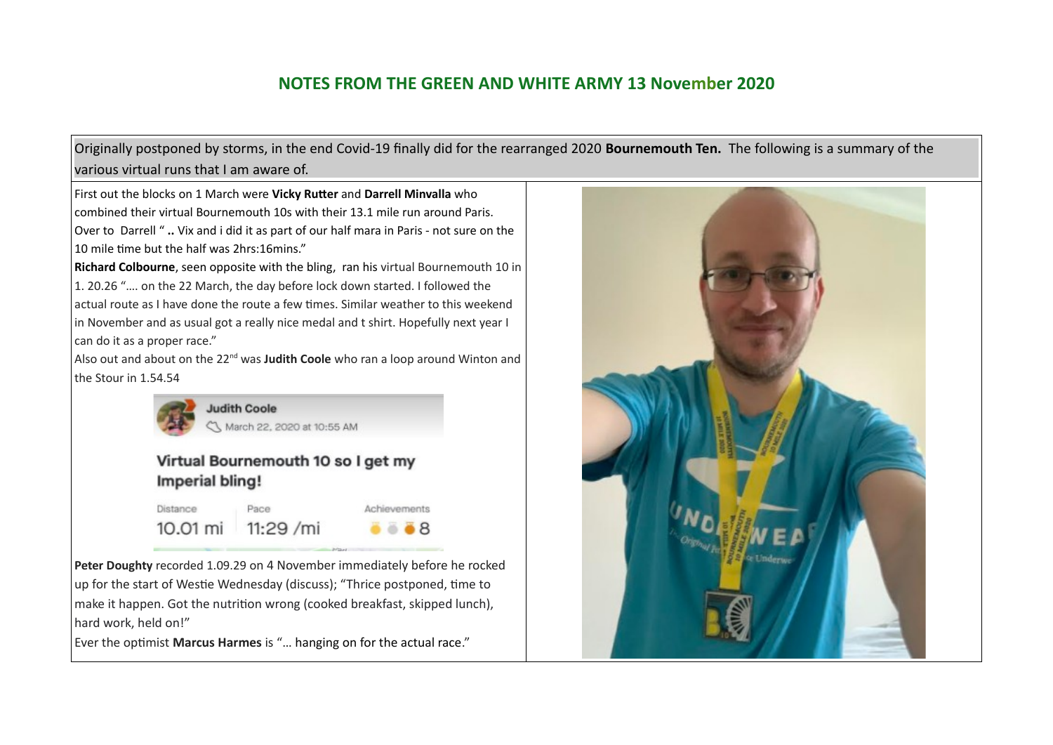## NOTES FROM THE GREEN AND WHITE ARMY 13 November 2020

Originally postponed by storms, in the end Covid-19 finally did for the rearranged 2020 **Bournemouth Ten.** The following is a summary of the various virtual runs that I am aware of.

First out the blocks on 1 March were **Vicky Rutter** and **Darrell Minvalla** who combined their virtual Bournemouth 10s with their 13.1 mile run around Paris. Over to Darrell " **..** Vix and i did it as part of our half mara in Paris - not sure on the 10 mile time but the half was 2hrs:16mins."

**Richard Colbourne**, seen opposite with the bling, ran his virtual Bournemouth 10 in 1. 20.26 "…. on the 22 March, the day before lock down started. I followed the actual route as I have done the route a few times. Similar weather to this weekend in November and as usual got a really nice medal and t shirt. Hopefully next year I can do it as a proper race."

Also out and about on the 22nd was **Judith Coole** who ran a loop around Winton and the Stour in 1.54.54

**Judith Coole**
March 22, 2020 at 10:55 AM

**Virtual Bournemouth 10 so I get my Imperial bling!**

| Distance | Pace | Achievements |
| --- | --- | --- |
| 10.01 mi | 11:29 /mi | 8 |

**Peter Doughty** recorded 1.09.29 on 4 November immediately before he rocked up for the start of Westie Wednesday (discuss); "Thrice postponed, time to make it happen. Got the nutrition wrong (cooked breakfast, skipped lunch), hard work, held on!"

Ever the optimist **Marcus Harmes** is "… hanging on for the actual race."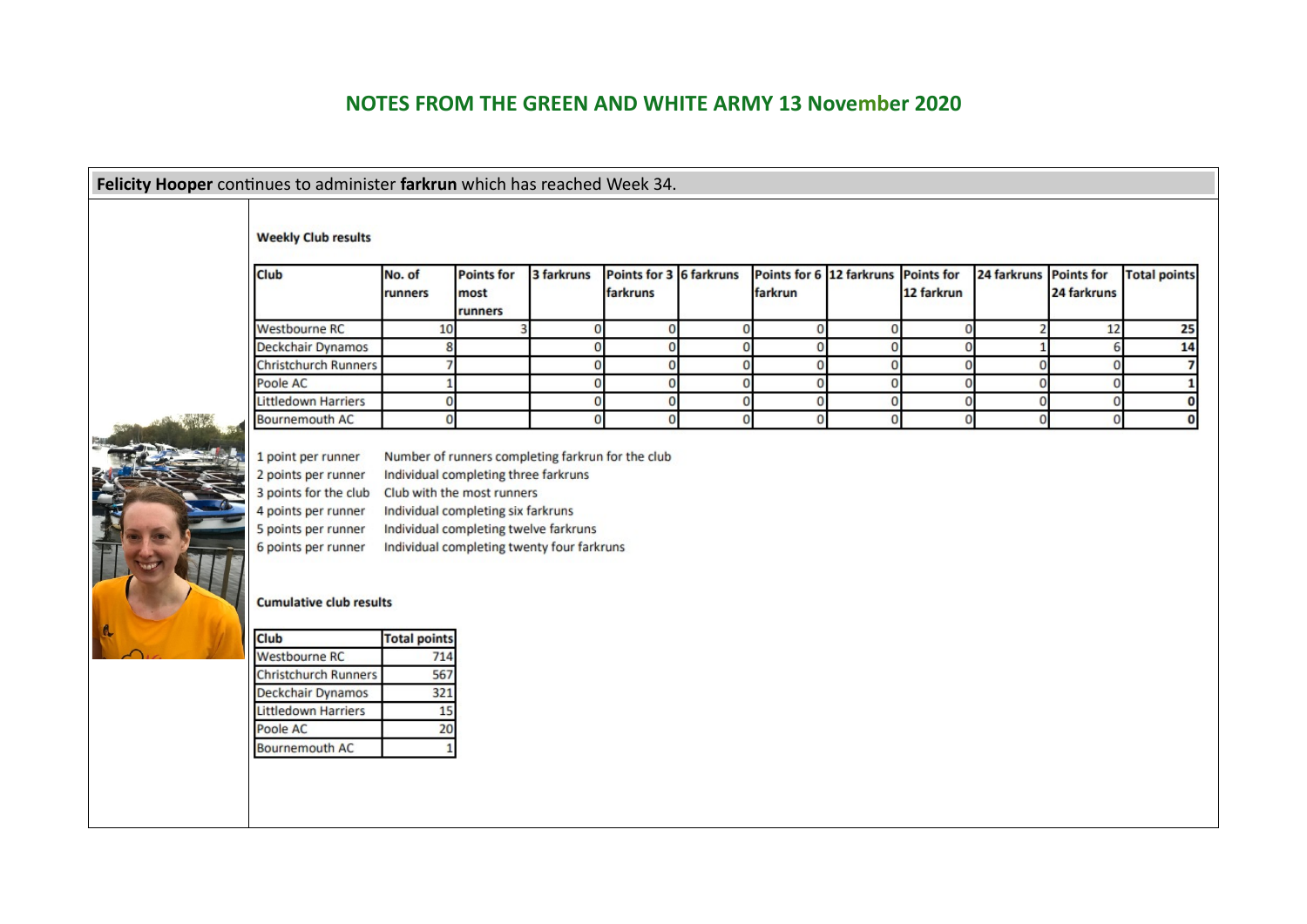## NOTES FROM THE GREEN AND WHITE ARMY 13 November 2020

**Felicity Hooper** continues to administer **farkrun** which has reached Week 34.

**Weekly Club results**

| Club | No. of runners | Points for most runners | 3 farkruns | Points for 3 farkruns | 6 farkruns | Points for 6 farkrun | 12 farkruns | Points for 12 farkrun | 24 farkruns | Points for 24 farkruns | Total points |
|---|---|---|---|---|---|---|---|---|---|---|---|
| Westbourne RC | 10 | 3 | 0 | 0 | 0 | 0 | 0 | 0 | 2 | 12 | **25** |
| Deckchair Dynamos | 8 | | 0 | 0 | 0 | 0 | 0 | 0 | 1 | 6 | **14** |
| Christchurch Runners | 7 | | 0 | 0 | 0 | 0 | 0 | 0 | 0 | 0 | **7** |
| Poole AC | 1 | | 0 | 0 | 0 | 0 | 0 | 0 | 0 | 0 | **1** |
| Littledown Harriers | 0 | | 0 | 0 | 0 | 0 | 0 | 0 | 0 | 0 | **0** |
| Bournemouth AC | 0 | | 0 | 0 | 0 | 0 | 0 | 0 | 0 | 0 | **0** |

1 point per runner — Number of runners completing farkrun for the club
2 points per runner — Individual completing three farkruns
3 points for the club — Club with the most runners
4 points per runner — Individual completing six farkruns
5 points per runner — Individual completing twelve farkruns
6 points per runner — Individual completing twenty four farkruns

**Cumulative club results**

| Club | Total points |
|---|---|
| Westbourne RC | 714 |
| Christchurch Runners | 567 |
| Deckchair Dynamos | 321 |
| Littledown Harriers | 15 |
| Poole AC | 20 |
| Bournemouth AC | 1 |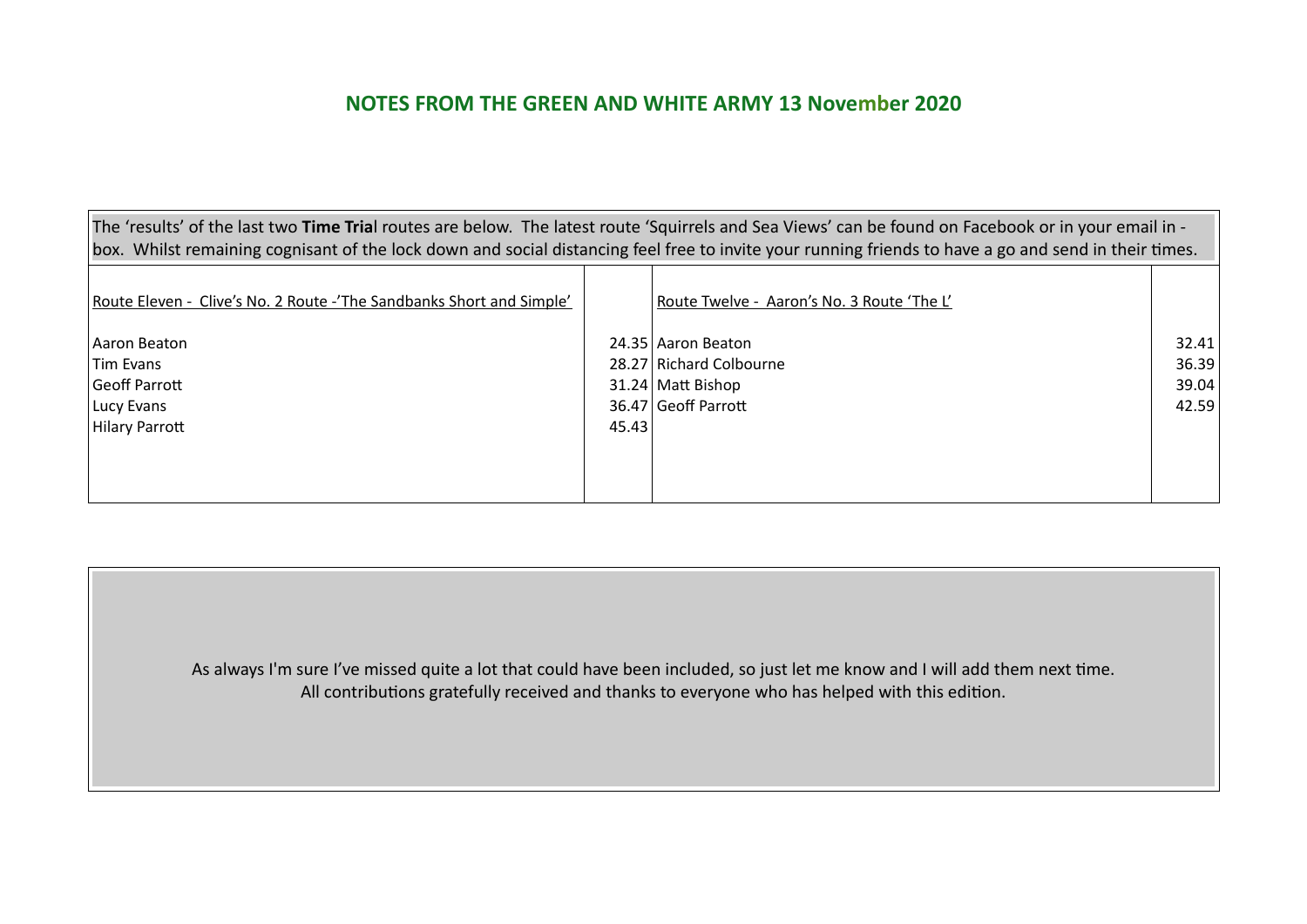## NOTES FROM THE GREEN AND WHITE ARMY 13 November 2020

The 'results' of the last two **Time Tria**l routes are below. The latest route 'Squirrels and Sea Views' can be found on Facebook or in your email in - box. Whilst remaining cognisant of the lock down and social distancing feel free to invite your running friends to have a go and send in their times.

| Route Eleven - Clive's No. 2 Route -'The Sandbanks Short and Simple' | | Route Twelve - Aaron's No. 3 Route 'The L' | |
|---|---|---|---|
| Aaron Beaton | 24.35 | Aaron Beaton | 32.41 |
| Tim Evans | 28.27 | Richard Colbourne | 36.39 |
| Geoff Parrott | 31.24 | Matt Bishop | 39.04 |
| Lucy Evans | 36.47 | Geoff Parrott | 42.59 |
| Hilary Parrott | 45.43 | | |

As always I'm sure I've missed quite a lot that could have been included, so just let me know and I will add them next time.
All contributions gratefully received and thanks to everyone who has helped with this edition.